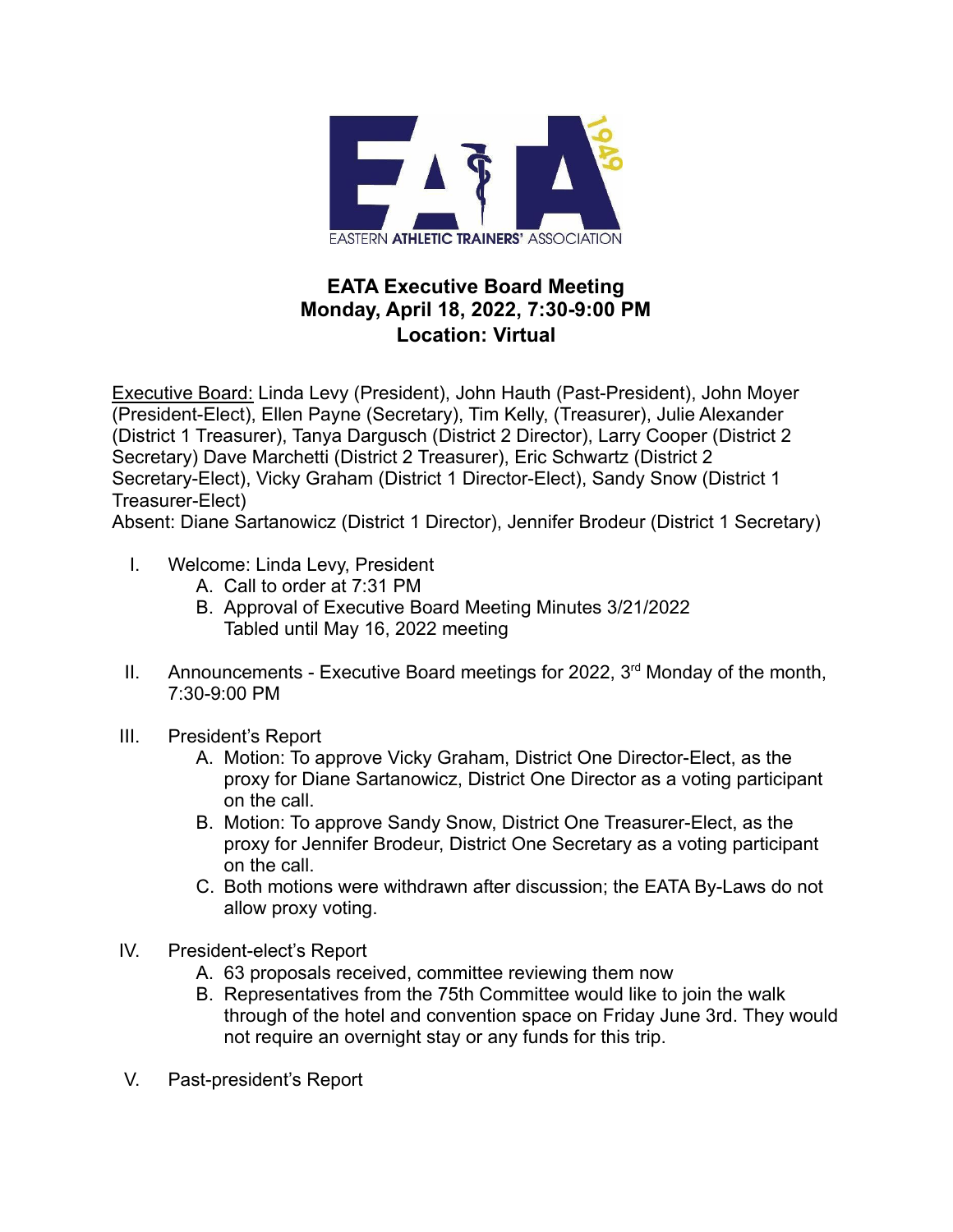EASTERN ATHLETIC TRAINERS' ASSOCIATION

# EATA Executive Board Meeting
## Monday, April 18, 2022, 7:30-9:00 PM
## Location: Virtual

Executive Board: Linda Levy (President), John Hauth (Past-President), John Moyer (President-Elect), Ellen Payne (Secretary), Tim Kelly, (Treasurer), Julie Alexander (District 1 Treasurer), Tanya Dargusch (District 2 Director), Larry Cooper (District 2 Secretary) Dave Marchetti (District 2 Treasurer), Eric Schwartz (District 2 Secretary-Elect), Vicky Graham (District 1 Director-Elect), Sandy Snow (District 1 Treasurer-Elect)

Absent: Diane Sartanowicz (District 1 Director), Jennifer Brodeur (District 1 Secretary)

I. Welcome: Linda Levy, President
   A. Call to order at 7:31 PM
   B. Approval of Executive Board Meeting Minutes 3/21/2022
      Tabled until May 16, 2022 meeting

II. Announcements - Executive Board meetings for 2022, 3rd Monday of the month, 7:30-9:00 PM

III. President's Report
   A. Motion: To approve Vicky Graham, District One Director-Elect, as the proxy for Diane Sartanowicz, District One Director as a voting participant on the call.
   B. Motion: To approve Sandy Snow, District One Treasurer-Elect, as the proxy for Jennifer Brodeur, District One Secretary as a voting participant on the call.
   C. Both motions were withdrawn after discussion; the EATA By-Laws do not allow proxy voting.

IV. President-elect's Report
   A. 63 proposals received, committee reviewing them now
   B. Representatives from the 75th Committee would like to join the walk through of the hotel and convention space on Friday June 3rd. They would not require an overnight stay or any funds for this trip.

V. Past-president's Report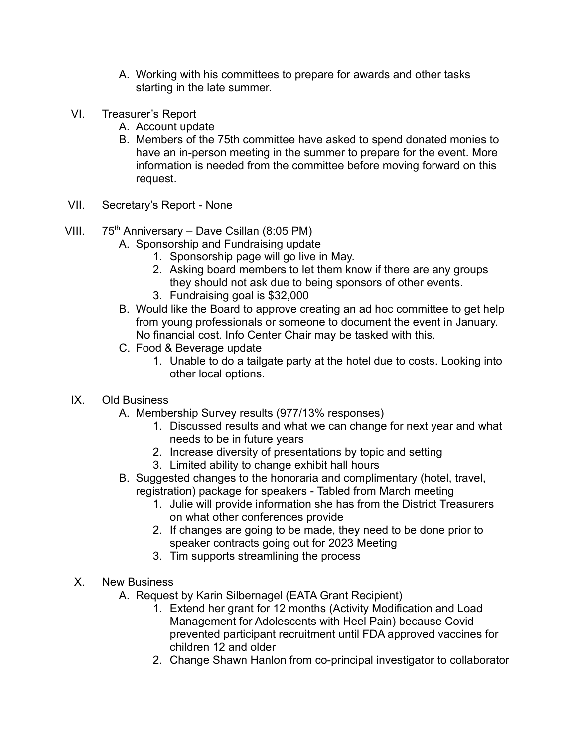A. Working with his committees to prepare for awards and other tasks starting in the late summer.

VI. Treasurer's Report
   A. Account update
   B. Members of the 75th committee have asked to spend donated monies to have an in-person meeting in the summer to prepare for the event. More information is needed from the committee before moving forward on this request.

VII. Secretary's Report - None

VIII. 75th Anniversary – Dave Csillan (8:05 PM)
   A. Sponsorship and Fundraising update
      1. Sponsorship page will go live in May.
      2. Asking board members to let them know if there are any groups they should not ask due to being sponsors of other events.
      3. Fundraising goal is $32,000
   B. Would like the Board to approve creating an ad hoc committee to get help from young professionals or someone to document the event in January. No financial cost. Info Center Chair may be tasked with this.
   C. Food & Beverage update
      1. Unable to do a tailgate party at the hotel due to costs. Looking into other local options.

IX. Old Business
   A. Membership Survey results (977/13% responses)
      1. Discussed results and what we can change for next year and what needs to be in future years
      2. Increase diversity of presentations by topic and setting
      3. Limited ability to change exhibit hall hours
   B. Suggested changes to the honoraria and complimentary (hotel, travel, registration) package for speakers - Tabled from March meeting
      1. Julie will provide information she has from the District Treasurers on what other conferences provide
      2. If changes are going to be made, they need to be done prior to speaker contracts going out for 2023 Meeting
      3. Tim supports streamlining the process

X. New Business
   A. Request by Karin Silbernagel (EATA Grant Recipient)
      1. Extend her grant for 12 months (Activity Modification and Load Management for Adolescents with Heel Pain) because Covid prevented participant recruitment until FDA approved vaccines for children 12 and older
      2. Change Shawn Hanlon from co-principal investigator to collaborator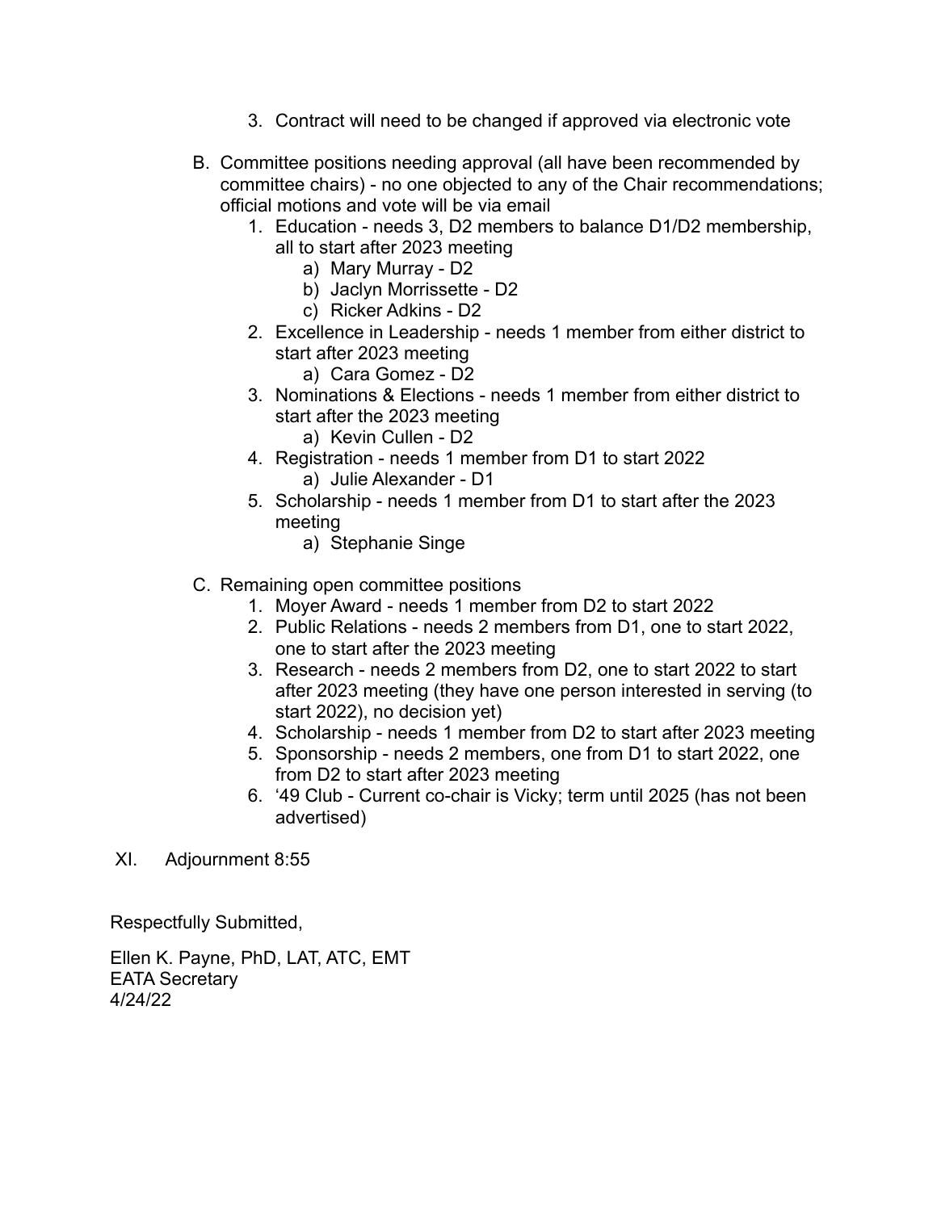3. Contract will need to be changed if approved via electronic vote

B. Committee positions needing approval (all have been recommended by committee chairs) - no one objected to any of the Chair recommendations; official motions and vote will be via email
   1. Education - needs 3, D2 members to balance D1/D2 membership, all to start after 2023 meeting
      a) Mary Murray - D2
      b) Jaclyn Morrissette - D2
      c) Ricker Adkins - D2
   2. Excellence in Leadership - needs 1 member from either district to start after 2023 meeting
      a) Cara Gomez - D2
   3. Nominations & Elections - needs 1 member from either district to start after the 2023 meeting
      a) Kevin Cullen - D2
   4. Registration - needs 1 member from D1 to start 2022
      a) Julie Alexander - D1
   5. Scholarship - needs 1 member from D1 to start after the 2023 meeting
      a) Stephanie Singe

C. Remaining open committee positions
   1. Moyer Award - needs 1 member from D2 to start 2022
   2. Public Relations - needs 2 members from D1, one to start 2022, one to start after the 2023 meeting
   3. Research - needs 2 members from D2, one to start 2022 to start after 2023 meeting (they have one person interested in serving (to start 2022), no decision yet)
   4. Scholarship - needs 1 member from D2 to start after 2023 meeting
   5. Sponsorship - needs 2 members, one from D1 to start 2022, one from D2 to start after 2023 meeting
   6. '49 Club - Current co-chair is Vicky; term until 2025 (has not been advertised)

XI. Adjournment 8:55

Respectfully Submitted,

Ellen K. Payne, PhD, LAT, ATC, EMT
EATA Secretary
4/24/22